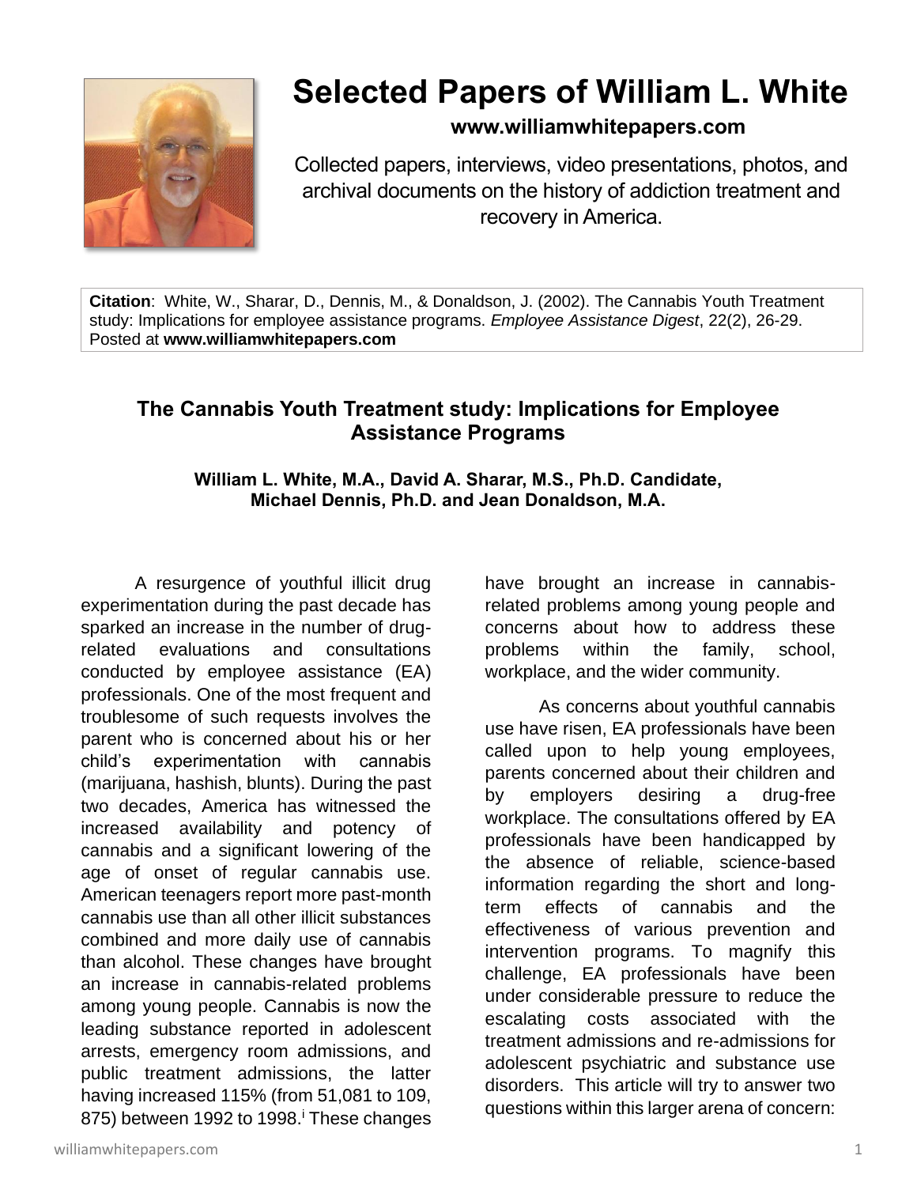# Selected Papers of William L. White

**www.williamwhitepapers.com**

Collected papers, interviews, video presentations, photos, and archival documents on the history of addiction treatment and recovery in America.

**Citation**: White, W., Sharar, D., Dennis, M., & Donaldson, J. (2002). The Cannabis Youth Treatment study: Implications for employee assistance programs. *Employee Assistance Digest*, 22(2), 26-29. Posted at **www.williamwhitepapers.com**

## The Cannabis Youth Treatment study: Implications for Employee Assistance Programs

**William L. White, M.A., David A. Sharar, M.S., Ph.D. Candidate, Michael Dennis, Ph.D. and Jean Donaldson, M.A.**

A resurgence of youthful illicit drug experimentation during the past decade has sparked an increase in the number of drug-related evaluations and consultations conducted by employee assistance (EA) professionals. One of the most frequent and troublesome of such requests involves the parent who is concerned about his or her child's experimentation with cannabis (marijuana, hashish, blunts). During the past two decades, America has witnessed the increased availability and potency of cannabis and a significant lowering of the age of onset of regular cannabis use. American teenagers report more past-month cannabis use than all other illicit substances combined and more daily use of cannabis than alcohol. These changes have brought an increase in cannabis-related problems among young people. Cannabis is now the leading substance reported in adolescent arrests, emergency room admissions, and public treatment admissions, the latter having increased 115% (from 51,081 to 109, 875) between 1992 to 1998.[i] These changes have brought an increase in cannabis-related problems among young people and concerns about how to address these problems within the family, school, workplace, and the wider community.

As concerns about youthful cannabis use have risen, EA professionals have been called upon to help young employees, parents concerned about their children and by employers desiring a drug-free workplace. The consultations offered by EA professionals have been handicapped by the absence of reliable, science-based information regarding the short and long-term effects of cannabis and the effectiveness of various prevention and intervention programs. To magnify this challenge, EA professionals have been under considerable pressure to reduce the escalating costs associated with the treatment admissions and re-admissions for adolescent psychiatric and substance use disorders. This article will try to answer two questions within this larger arena of concern: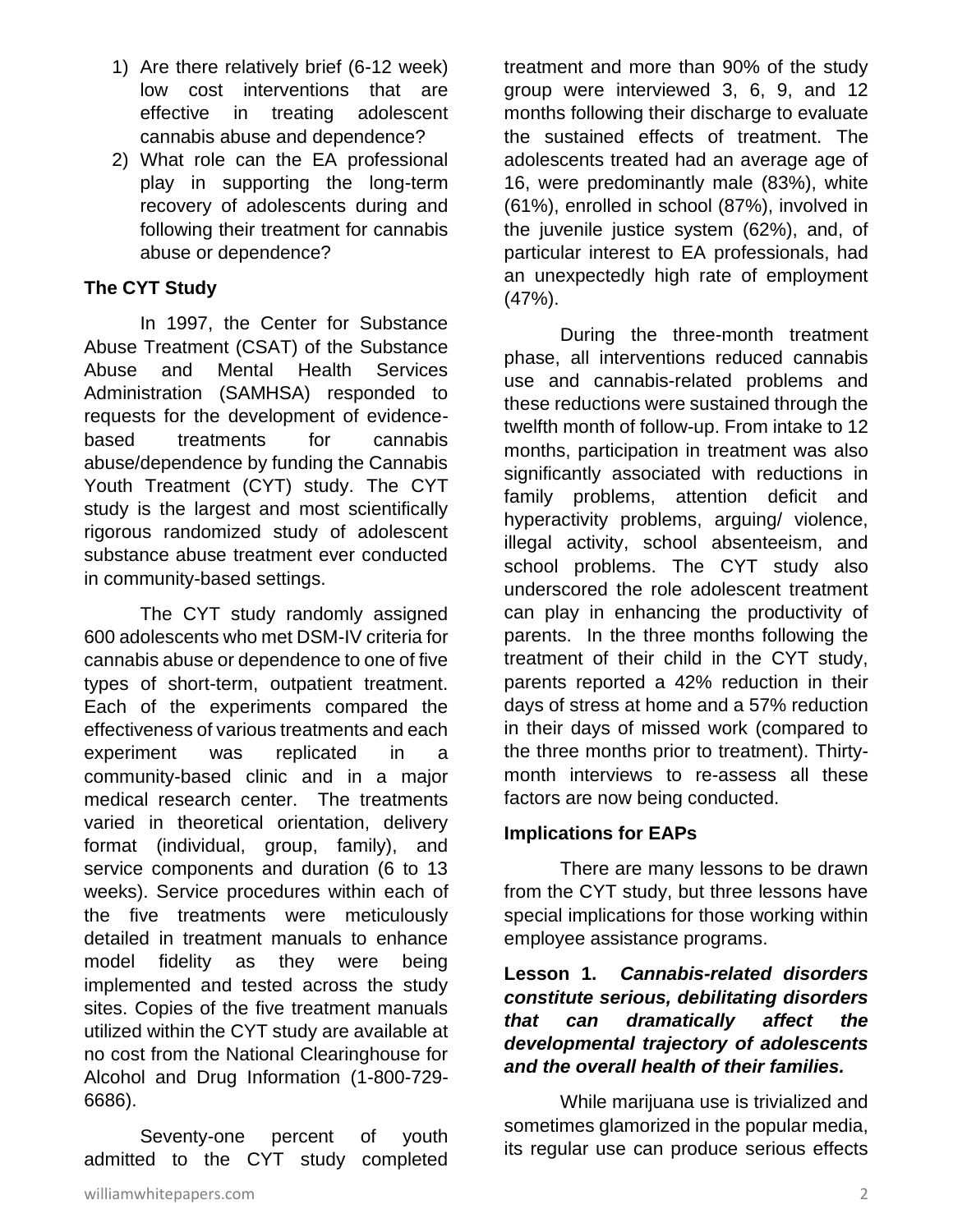1) Are there relatively brief (6-12 week) low cost interventions that are effective in treating adolescent cannabis abuse and dependence?
2) What role can the EA professional play in supporting the long-term recovery of adolescents during and following their treatment for cannabis abuse or dependence?

### The CYT Study

In 1997, the Center for Substance Abuse Treatment (CSAT) of the Substance Abuse and Mental Health Services Administration (SAMHSA) responded to requests for the development of evidence-based treatments for cannabis abuse/dependence by funding the Cannabis Youth Treatment (CYT) study. The CYT study is the largest and most scientifically rigorous randomized study of adolescent substance abuse treatment ever conducted in community-based settings.

The CYT study randomly assigned 600 adolescents who met DSM-IV criteria for cannabis abuse or dependence to one of five types of short-term, outpatient treatment. Each of the experiments compared the effectiveness of various treatments and each experiment was replicated in a community-based clinic and in a major medical research center. The treatments varied in theoretical orientation, delivery format (individual, group, family), and service components and duration (6 to 13 weeks). Service procedures within each of the five treatments were meticulously detailed in treatment manuals to enhance model fidelity as they were being implemented and tested across the study sites. Copies of the five treatment manuals utilized within the CYT study are available at no cost from the National Clearinghouse for Alcohol and Drug Information (1-800-729-6686).

Seventy-one percent of youth admitted to the CYT study completed treatment and more than 90% of the study group were interviewed 3, 6, 9, and 12 months following their discharge to evaluate the sustained effects of treatment. The adolescents treated had an average age of 16, were predominantly male (83%), white (61%), enrolled in school (87%), involved in the juvenile justice system (62%), and, of particular interest to EA professionals, had an unexpectedly high rate of employment (47%).

During the three-month treatment phase, all interventions reduced cannabis use and cannabis-related problems and these reductions were sustained through the twelfth month of follow-up. From intake to 12 months, participation in treatment was also significantly associated with reductions in family problems, attention deficit and hyperactivity problems, arguing/ violence, illegal activity, school absenteeism, and school problems. The CYT study also underscored the role adolescent treatment can play in enhancing the productivity of parents. In the three months following the treatment of their child in the CYT study, parents reported a 42% reduction in their days of stress at home and a 57% reduction in their days of missed work (compared to the three months prior to treatment). Thirty-month interviews to re-assess all these factors are now being conducted.

### Implications for EAPs

There are many lessons to be drawn from the CYT study, but three lessons have special implications for those working within employee assistance programs.

**Lesson 1.** ***Cannabis-related disorders constitute serious, debilitating disorders that can dramatically affect the developmental trajectory of adolescents and the overall health of their families.***

While marijuana use is trivialized and sometimes glamorized in the popular media, its regular use can produce serious effects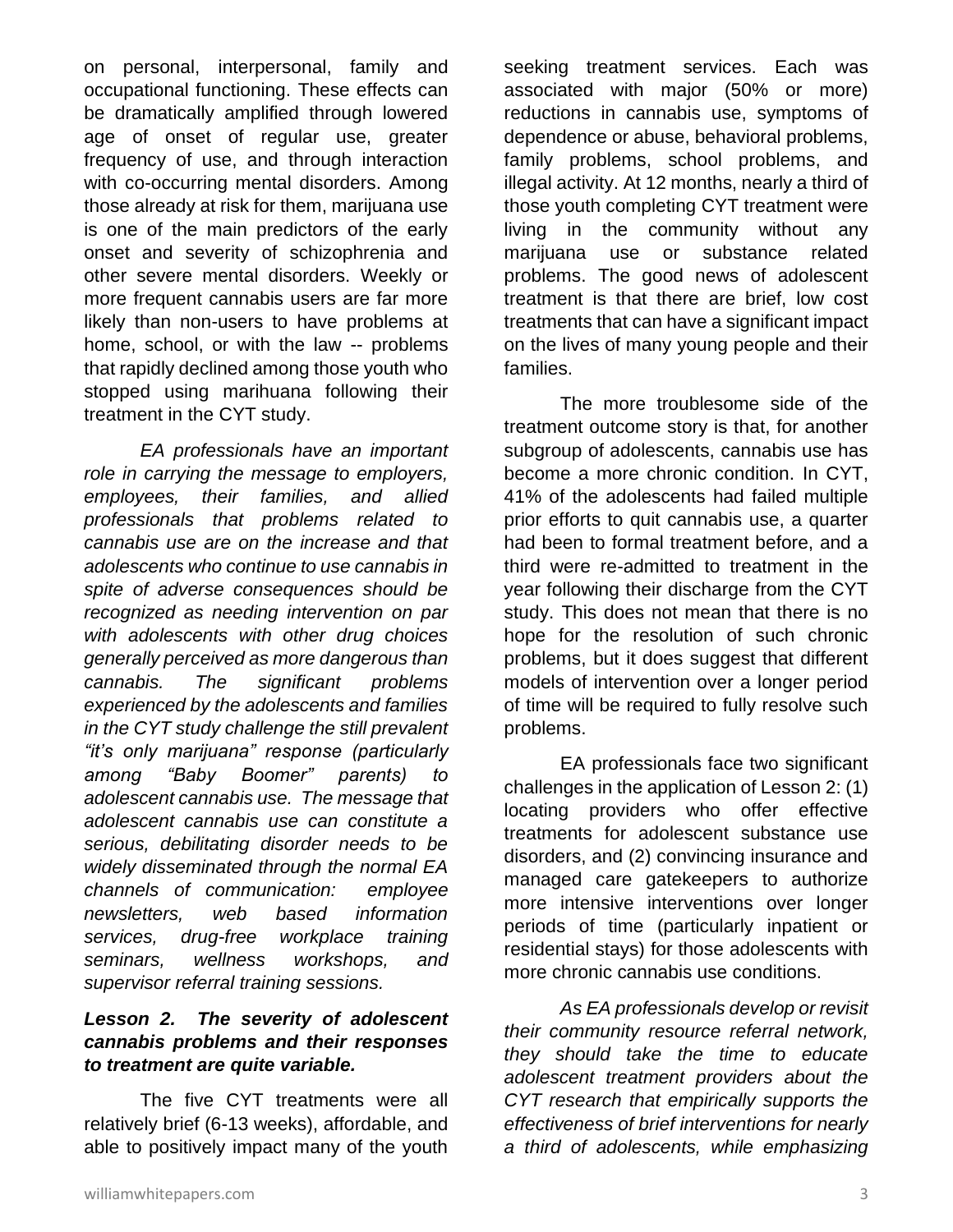on personal, interpersonal, family and occupational functioning. These effects can be dramatically amplified through lowered age of onset of regular use, greater frequency of use, and through interaction with co-occurring mental disorders. Among those already at risk for them, marijuana use is one of the main predictors of the early onset and severity of schizophrenia and other severe mental disorders. Weekly or more frequent cannabis users are far more likely than non-users to have problems at home, school, or with the law -- problems that rapidly declined among those youth who stopped using marihuana following their treatment in the CYT study.

*EA professionals have an important role in carrying the message to employers, employees, their families, and allied professionals that problems related to cannabis use are on the increase and that adolescents who continue to use cannabis in spite of adverse consequences should be recognized as needing intervention on par with adolescents with other drug choices generally perceived as more dangerous than cannabis. The significant problems experienced by the adolescents and families in the CYT study challenge the still prevalent "it's only marijuana" response (particularly among "Baby Boomer" parents) to adolescent cannabis use. The message that adolescent cannabis use can constitute a serious, debilitating disorder needs to be widely disseminated through the normal EA channels of communication: employee newsletters, web based information services, drug-free workplace training seminars, wellness workshops, and supervisor referral training sessions.*

***Lesson 2. The severity of adolescent cannabis problems and their responses to treatment are quite variable.***

The five CYT treatments were all relatively brief (6-13 weeks), affordable, and able to positively impact many of the youth seeking treatment services. Each was associated with major (50% or more) reductions in cannabis use, symptoms of dependence or abuse, behavioral problems, family problems, school problems, and illegal activity. At 12 months, nearly a third of those youth completing CYT treatment were living in the community without any marijuana use or substance related problems. The good news of adolescent treatment is that there are brief, low cost treatments that can have a significant impact on the lives of many young people and their families.

The more troublesome side of the treatment outcome story is that, for another subgroup of adolescents, cannabis use has become a more chronic condition. In CYT, 41% of the adolescents had failed multiple prior efforts to quit cannabis use, a quarter had been to formal treatment before, and a third were re-admitted to treatment in the year following their discharge from the CYT study. This does not mean that there is no hope for the resolution of such chronic problems, but it does suggest that different models of intervention over a longer period of time will be required to fully resolve such problems.

EA professionals face two significant challenges in the application of Lesson 2: (1) locating providers who offer effective treatments for adolescent substance use disorders, and (2) convincing insurance and managed care gatekeepers to authorize more intensive interventions over longer periods of time (particularly inpatient or residential stays) for those adolescents with more chronic cannabis use conditions.

*As EA professionals develop or revisit their community resource referral network, they should take the time to educate adolescent treatment providers about the CYT research that empirically supports the effectiveness of brief interventions for nearly a third of adolescents, while emphasizing*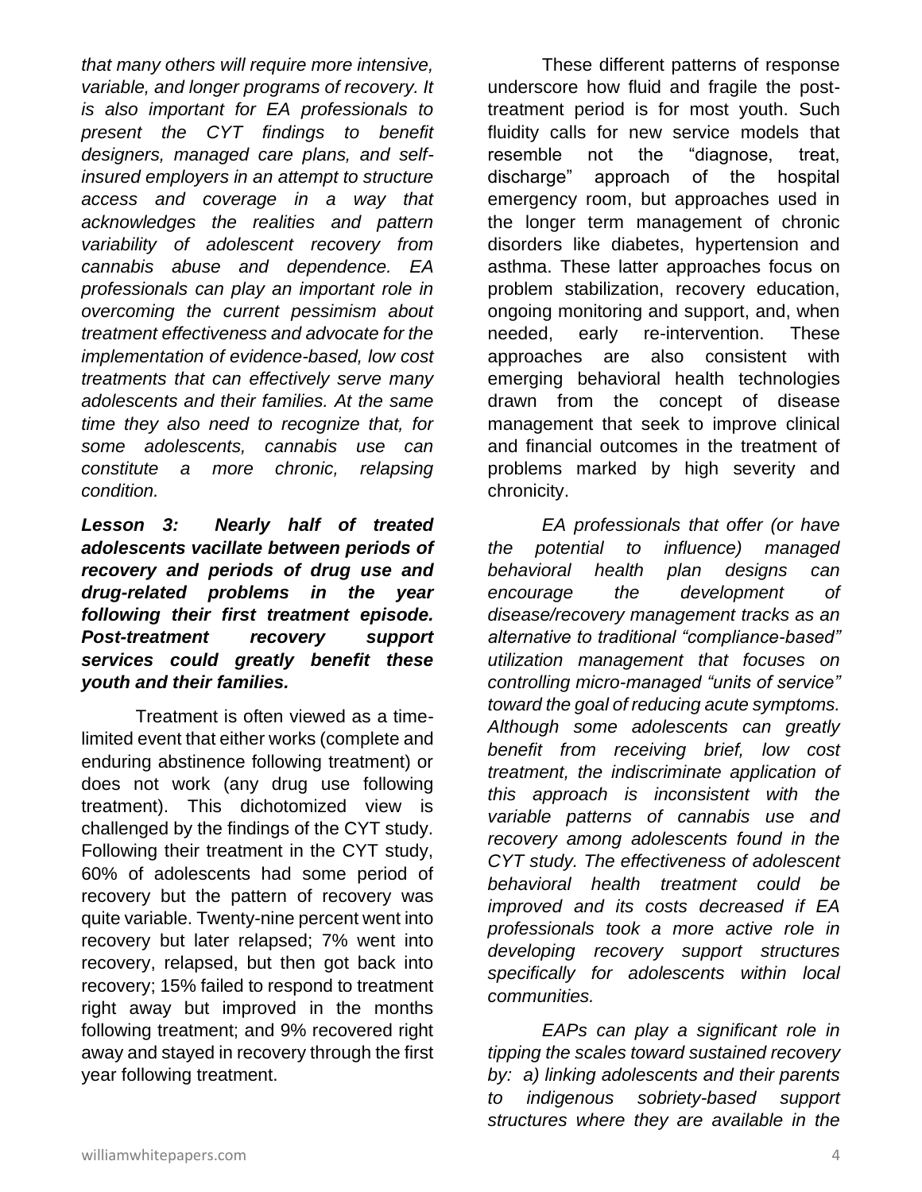*that many others will require more intensive, variable, and longer programs of recovery. It is also important for EA professionals to present the CYT findings to benefit designers, managed care plans, and self-insured employers in an attempt to structure access and coverage in a way that acknowledges the realities and pattern variability of adolescent recovery from cannabis abuse and dependence. EA professionals can play an important role in overcoming the current pessimism about treatment effectiveness and advocate for the implementation of evidence-based, low cost treatments that can effectively serve many adolescents and their families. At the same time they also need to recognize that, for some adolescents, cannabis use can constitute a more chronic, relapsing condition.*

***Lesson 3: Nearly half of treated adolescents vacillate between periods of recovery and periods of drug use and drug-related problems in the year following their first treatment episode. Post-treatment recovery support services could greatly benefit these youth and their families.***

Treatment is often viewed as a time-limited event that either works (complete and enduring abstinence following treatment) or does not work (any drug use following treatment). This dichotomized view is challenged by the findings of the CYT study. Following their treatment in the CYT study, 60% of adolescents had some period of recovery but the pattern of recovery was quite variable. Twenty-nine percent went into recovery but later relapsed; 7% went into recovery, relapsed, but then got back into recovery; 15% failed to respond to treatment right away but improved in the months following treatment; and 9% recovered right away and stayed in recovery through the first year following treatment.

These different patterns of response underscore how fluid and fragile the post-treatment period is for most youth. Such fluidity calls for new service models that resemble not the "diagnose, treat, discharge" approach of the hospital emergency room, but approaches used in the longer term management of chronic disorders like diabetes, hypertension and asthma. These latter approaches focus on problem stabilization, recovery education, ongoing monitoring and support, and, when needed, early re-intervention. These approaches are also consistent with emerging behavioral health technologies drawn from the concept of disease management that seek to improve clinical and financial outcomes in the treatment of problems marked by high severity and chronicity.

*EA professionals that offer (or have the potential to influence) managed behavioral health plan designs can encourage the development of disease/recovery management tracks as an alternative to traditional "compliance-based" utilization management that focuses on controlling micro-managed "units of service" toward the goal of reducing acute symptoms. Although some adolescents can greatly benefit from receiving brief, low cost treatment, the indiscriminate application of this approach is inconsistent with the variable patterns of cannabis use and recovery among adolescents found in the CYT study. The effectiveness of adolescent behavioral health treatment could be improved and its costs decreased if EA professionals took a more active role in developing recovery support structures specifically for adolescents within local communities.*

*EAPs can play a significant role in tipping the scales toward sustained recovery by: a) linking adolescents and their parents to indigenous sobriety-based support structures where they are available in the*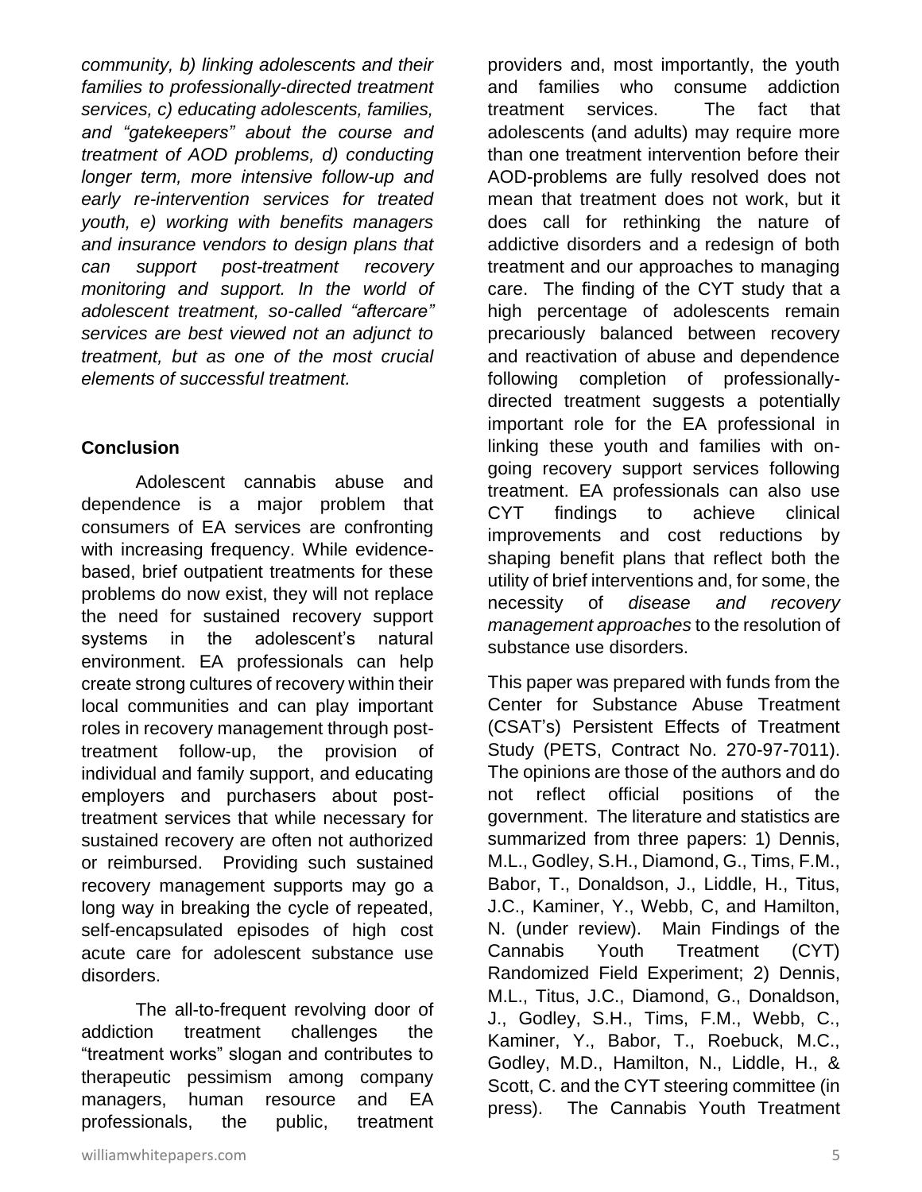*community, b) linking adolescents and their families to professionally-directed treatment services, c) educating adolescents, families, and "gatekeepers" about the course and treatment of AOD problems, d) conducting longer term, more intensive follow-up and early re-intervention services for treated youth, e) working with benefits managers and insurance vendors to design plans that can support post-treatment recovery monitoring and support. In the world of adolescent treatment, so-called "aftercare" services are best viewed not an adjunct to treatment, but as one of the most crucial elements of successful treatment.*

**Conclusion**

Adolescent cannabis abuse and dependence is a major problem that consumers of EA services are confronting with increasing frequency. While evidence-based, brief outpatient treatments for these problems do now exist, they will not replace the need for sustained recovery support systems in the adolescent's natural environment. EA professionals can help create strong cultures of recovery within their local communities and can play important roles in recovery management through post-treatment follow-up, the provision of individual and family support, and educating employers and purchasers about post-treatment services that while necessary for sustained recovery are often not authorized or reimbursed. Providing such sustained recovery management supports may go a long way in breaking the cycle of repeated, self-encapsulated episodes of high cost acute care for adolescent substance use disorders.

The all-to-frequent revolving door of addiction treatment challenges the "treatment works" slogan and contributes to therapeutic pessimism among company managers, human resource and EA professionals, the public, treatment providers and, most importantly, the youth and families who consume addiction treatment services. The fact that adolescents (and adults) may require more than one treatment intervention before their AOD-problems are fully resolved does not mean that treatment does not work, but it does call for rethinking the nature of addictive disorders and a redesign of both treatment and our approaches to managing care. The finding of the CYT study that a high percentage of adolescents remain precariously balanced between recovery and reactivation of abuse and dependence following completion of professionally-directed treatment suggests a potentially important role for the EA professional in linking these youth and families with on-going recovery support services following treatment. EA professionals can also use CYT findings to achieve clinical improvements and cost reductions by shaping benefit plans that reflect both the utility of brief interventions and, for some, the necessity of *disease and recovery management approaches* to the resolution of substance use disorders.

This paper was prepared with funds from the Center for Substance Abuse Treatment (CSAT's) Persistent Effects of Treatment Study (PETS, Contract No. 270-97-7011). The opinions are those of the authors and do not reflect official positions of the government. The literature and statistics are summarized from three papers: 1) Dennis, M.L., Godley, S.H., Diamond, G., Tims, F.M., Babor, T., Donaldson, J., Liddle, H., Titus, J.C., Kaminer, Y., Webb, C, and Hamilton, N. (under review). Main Findings of the Cannabis Youth Treatment (CYT) Randomized Field Experiment; 2) Dennis, M.L., Titus, J.C., Diamond, G., Donaldson, J., Godley, S.H., Tims, F.M., Webb, C., Kaminer, Y., Babor, T., Roebuck, M.C., Godley, M.D., Hamilton, N., Liddle, H., & Scott, C. and the CYT steering committee (in press). The Cannabis Youth Treatment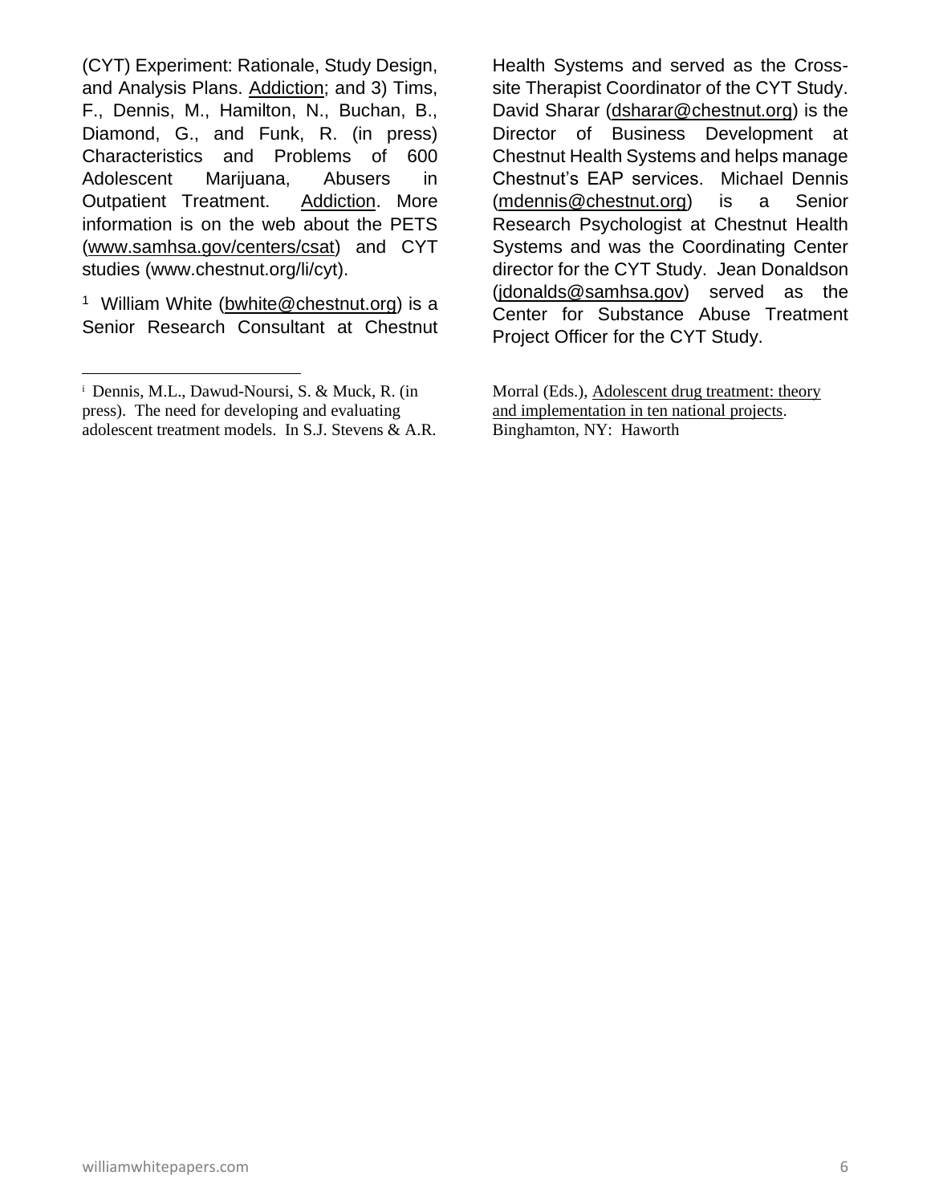(CYT) Experiment: Rationale, Study Design, and Analysis Plans. Addiction; and 3) Tims, F., Dennis, M., Hamilton, N., Buchan, B., Diamond, G., and Funk, R. (in press) Characteristics and Problems of 600 Adolescent Marijuana, Abusers in Outpatient Treatment. Addiction. More information is on the web about the PETS (www.samhsa.gov/centers/csat) and CYT studies (www.chestnut.org/li/cyt).

[1] William White (bwhite@chestnut.org) is a Senior Research Consultant at Chestnut Health Systems and served as the Cross-site Therapist Coordinator of the CYT Study. David Sharar (dsharar@chestnut.org) is the Director of Business Development at Chestnut Health Systems and helps manage Chestnut's EAP services. Michael Dennis (mdennis@chestnut.org) is a Senior Research Psychologist at Chestnut Health Systems and was the Coordinating Center director for the CYT Study. Jean Donaldson (jdonalds@samhsa.gov) served as the Center for Substance Abuse Treatment Project Officer for the CYT Study.

---

[i] Dennis, M.L., Dawud-Noursi, S. & Muck, R. (in press). The need for developing and evaluating adolescent treatment models. In S.J. Stevens & A.R. Morral (Eds.), Adolescent drug treatment: theory and implementation in ten national projects. Binghamton, NY: Haworth